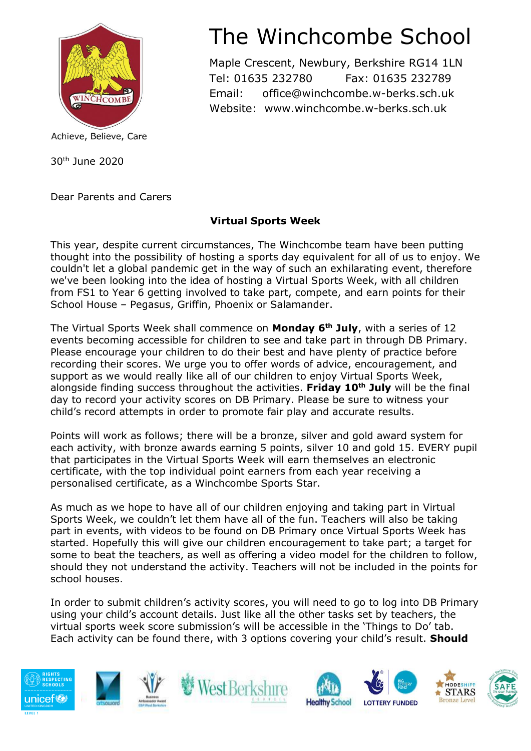# The Winchcombe School

Maple Crescent, Newbury, Berkshire RG14 1LN
Tel: 01635 232780 Fax: 01635 232789
Email: office@winchcombe.w-berks.sch.uk
Website: www.winchcombe.w-berks.sch.uk

Achieve, Believe, Care

30th June 2020

Dear Parents and Carers

**Virtual Sports Week**

This year, despite current circumstances, The Winchcombe team have been putting thought into the possibility of hosting a sports day equivalent for all of us to enjoy. We couldn't let a global pandemic get in the way of such an exhilarating event, therefore we've been looking into the idea of hosting a Virtual Sports Week, with all children from FS1 to Year 6 getting involved to take part, compete, and earn points for their School House – Pegasus, Griffin, Phoenix or Salamander.

The Virtual Sports Week shall commence on **Monday 6th July**, with a series of 12 events becoming accessible for children to see and take part in through DB Primary. Please encourage your children to do their best and have plenty of practice before recording their scores. We urge you to offer words of advice, encouragement, and support as we would really like all of our children to enjoy Virtual Sports Week, alongside finding success throughout the activities. **Friday 10th July** will be the final day to record your activity scores on DB Primary. Please be sure to witness your child's record attempts in order to promote fair play and accurate results.

Points will work as follows; there will be a bronze, silver and gold award system for each activity, with bronze awards earning 5 points, silver 10 and gold 15. EVERY pupil that participates in the Virtual Sports Week will earn themselves an electronic certificate, with the top individual point earners from each year receiving a personalised certificate, as a Winchcombe Sports Star.

As much as we hope to have all of our children enjoying and taking part in Virtual Sports Week, we couldn't let them have all of the fun. Teachers will also be taking part in events, with videos to be found on DB Primary once Virtual Sports Week has started. Hopefully this will give our children encouragement to take part; a target for some to beat the teachers, as well as offering a video model for the children to follow, should they not understand the activity. Teachers will not be included in the points for school houses.

In order to submit children's activity scores, you will need to go to log into DB Primary using your child's account details. Just like all the other tasks set by teachers, the virtual sports week score submission's will be accessible in the 'Things to Do' tab. Each activity can be found there, with 3 options covering your child's result. **Should**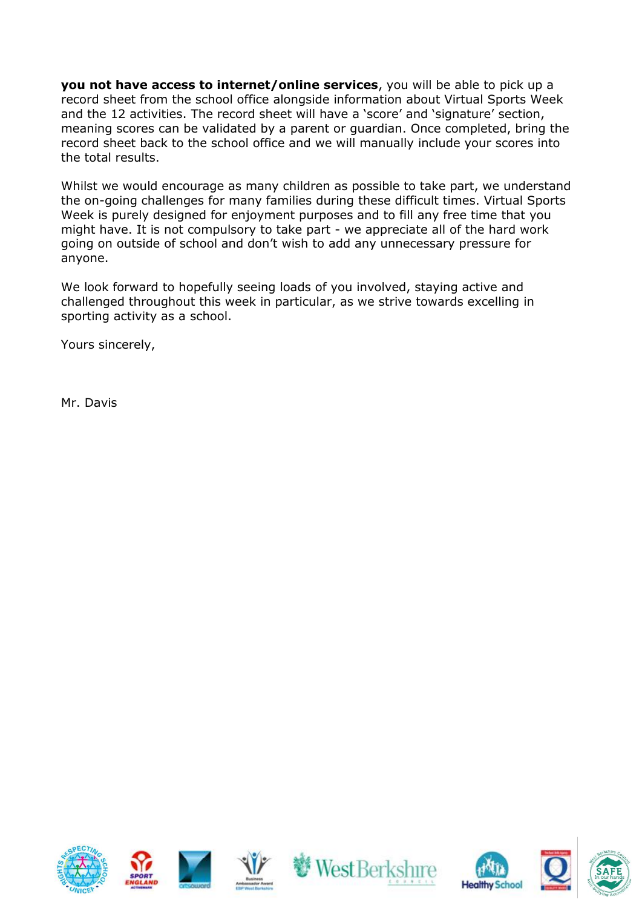**you not have access to internet/online services**, you will be able to pick up a record sheet from the school office alongside information about Virtual Sports Week and the 12 activities. The record sheet will have a 'score' and 'signature' section, meaning scores can be validated by a parent or guardian. Once completed, bring the record sheet back to the school office and we will manually include your scores into the total results.

Whilst we would encourage as many children as possible to take part, we understand the on-going challenges for many families during these difficult times. Virtual Sports Week is purely designed for enjoyment purposes and to fill any free time that you might have. It is not compulsory to take part - we appreciate all of the hard work going on outside of school and don't wish to add any unnecessary pressure for anyone.

We look forward to hopefully seeing loads of you involved, staying active and challenged throughout this week in particular, as we strive towards excelling in sporting activity as a school.

Yours sincerely,

Mr. Davis